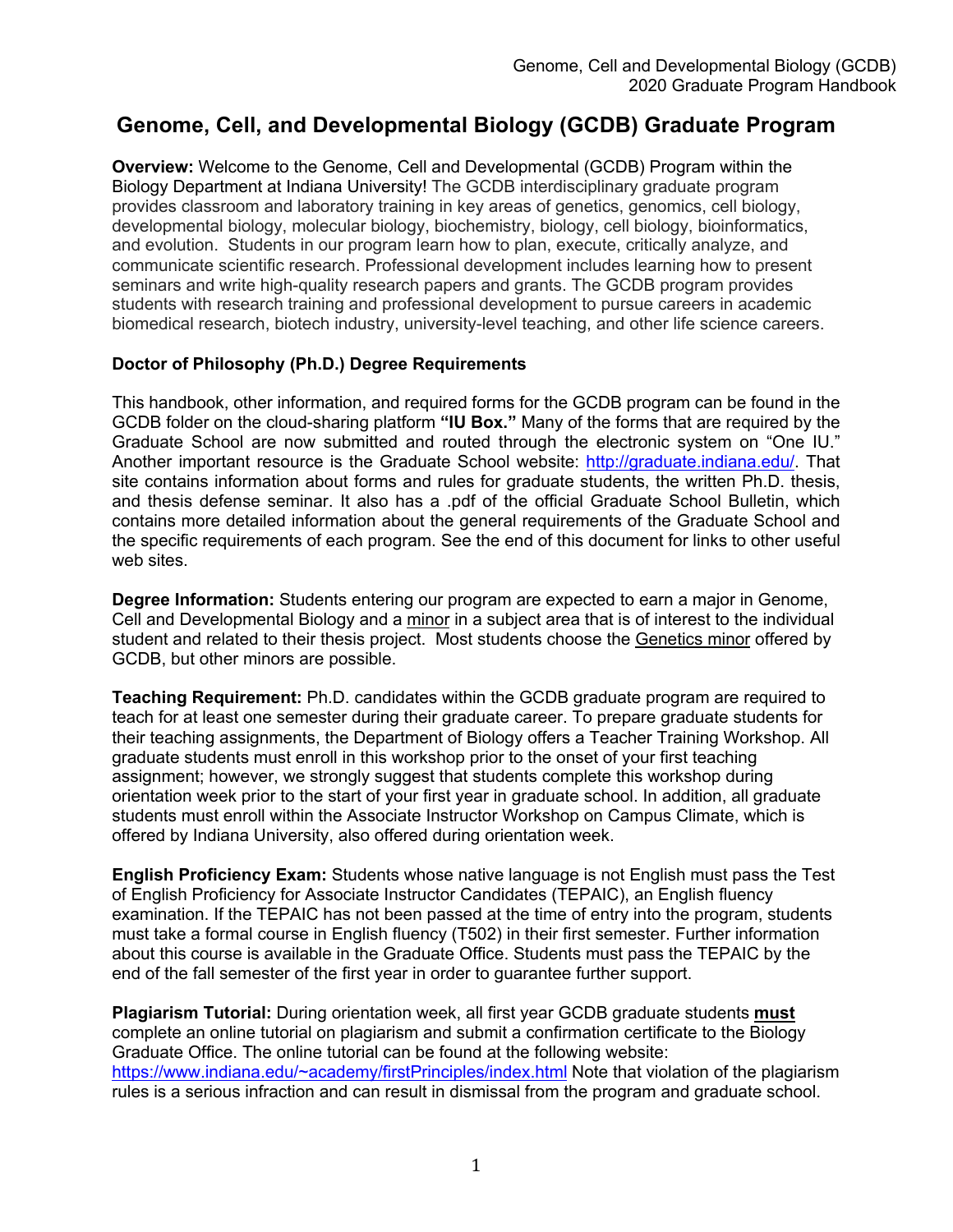# Genome, Cell, and Developmental Biology (GCDB) Graduate Program

**Overview:** Welcome to the Genome, Cell and Developmental (GCDB) Program within the Biology Department at Indiana University! The GCDB interdisciplinary graduate program provides classroom and laboratory training in key areas of genetics, genomics, cell biology, developmental biology, molecular biology, biochemistry, biology, cell biology, bioinformatics, and evolution. Students in our program learn how to plan, execute, critically analyze, and communicate scientific research. Professional development includes learning how to present seminars and write high-quality research papers and grants. The GCDB program provides students with research training and professional development to pursue careers in academic biomedical research, biotech industry, university-level teaching, and other life science careers.

## Doctor of Philosophy (Ph.D.) Degree Requirements

This handbook, other information, and required forms for the GCDB program can be found in the GCDB folder on the cloud-sharing platform **"IU Box."** Many of the forms that are required by the Graduate School are now submitted and routed through the electronic system on "One IU." Another important resource is the Graduate School website: http://graduate.indiana.edu/. That site contains information about forms and rules for graduate students, the written Ph.D. thesis, and thesis defense seminar. It also has a .pdf of the official Graduate School Bulletin, which contains more detailed information about the general requirements of the Graduate School and the specific requirements of each program. See the end of this document for links to other useful web sites.

**Degree Information:** Students entering our program are expected to earn a major in Genome, Cell and Developmental Biology and a minor in a subject area that is of interest to the individual student and related to their thesis project. Most students choose the Genetics minor offered by GCDB, but other minors are possible.

**Teaching Requirement:** Ph.D. candidates within the GCDB graduate program are required to teach for at least one semester during their graduate career. To prepare graduate students for their teaching assignments, the Department of Biology offers a Teacher Training Workshop. All graduate students must enroll in this workshop prior to the onset of your first teaching assignment; however, we strongly suggest that students complete this workshop during orientation week prior to the start of your first year in graduate school. In addition, all graduate students must enroll within the Associate Instructor Workshop on Campus Climate, which is offered by Indiana University, also offered during orientation week.

**English Proficiency Exam:** Students whose native language is not English must pass the Test of English Proficiency for Associate Instructor Candidates (TEPAIC), an English fluency examination. If the TEPAIC has not been passed at the time of entry into the program, students must take a formal course in English fluency (T502) in their first semester. Further information about this course is available in the Graduate Office. Students must pass the TEPAIC by the end of the fall semester of the first year in order to guarantee further support.

**Plagiarism Tutorial:** During orientation week, all first year GCDB graduate students **must** complete an online tutorial on plagiarism and submit a confirmation certificate to the Biology Graduate Office. The online tutorial can be found at the following website: https://www.indiana.edu/~academy/firstPrinciples/index.html Note that violation of the plagiarism rules is a serious infraction and can result in dismissal from the program and graduate school.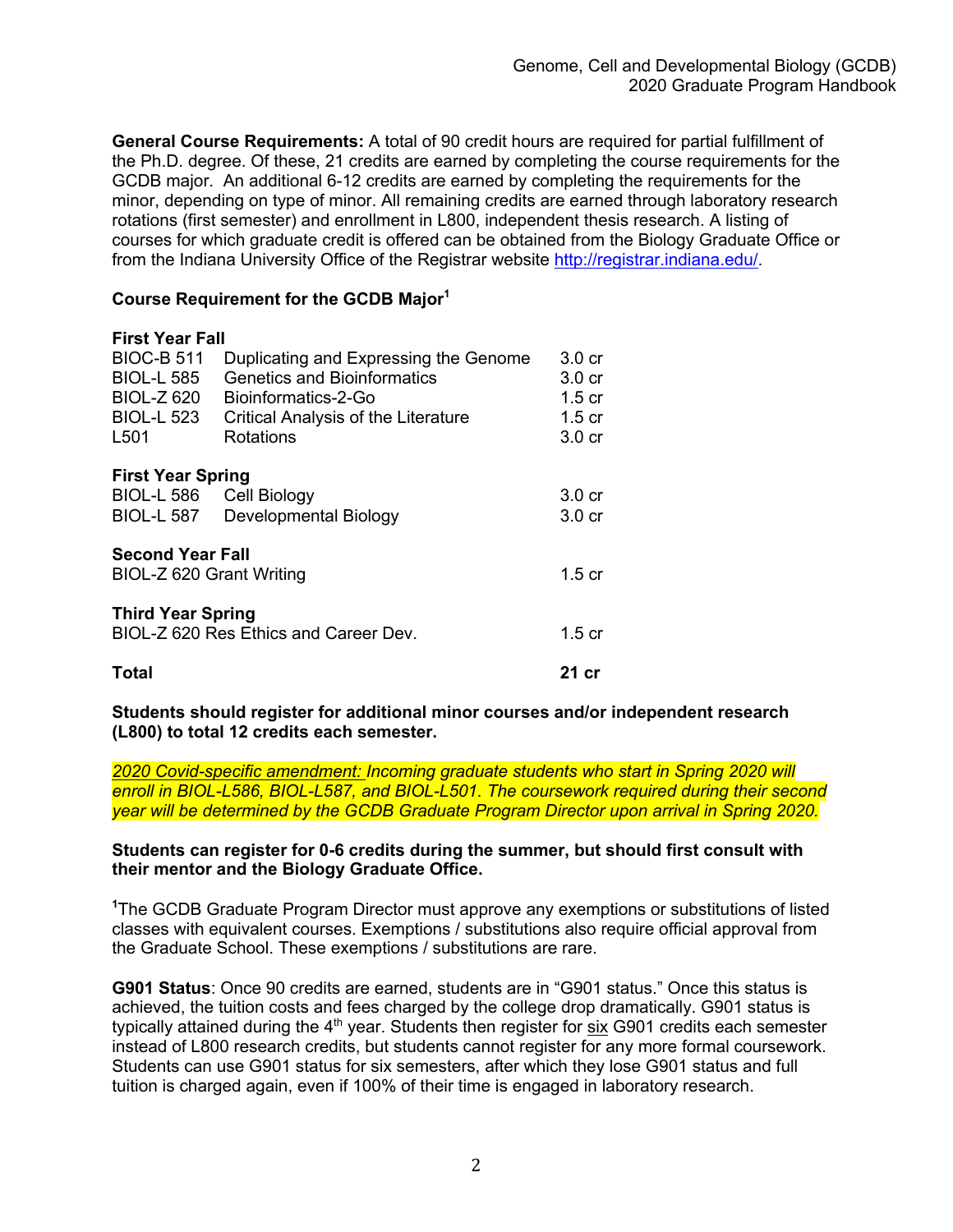**General Course Requirements:** A total of 90 credit hours are required for partial fulfillment of the Ph.D. degree. Of these, 21 credits are earned by completing the course requirements for the GCDB major. An additional 6-12 credits are earned by completing the requirements for the minor, depending on type of minor. All remaining credits are earned through laboratory research rotations (first semester) and enrollment in L800, independent thesis research. A listing of courses for which graduate credit is offered can be obtained from the Biology Graduate Office or from the Indiana University Office of the Registrar website http://registrar.indiana.edu/.

**Course Requirement for the GCDB Major[1]**

| | | |
|---|---|---|
| **First Year Fall** | | |
| BIOC-B 511 | Duplicating and Expressing the Genome | 3.0 cr |
| BIOL-L 585 | Genetics and Bioinformatics | 3.0 cr |
| BIOL-Z 620 | Bioinformatics-2-Go | 1.5 cr |
| BIOL-L 523 | Critical Analysis of the Literature | 1.5 cr |
| L501 | Rotations | 3.0 cr |
| **First Year Spring** | | |
| BIOL-L 586 | Cell Biology | 3.0 cr |
| BIOL-L 587 | Developmental Biology | 3.0 cr |
| **Second Year Fall** | | |
| BIOL-Z 620 Grant Writing | | 1.5 cr |
| **Third Year Spring** | | |
| BIOL-Z 620 Res Ethics and Career Dev. | | 1.5 cr |
| **Total** | | **21 cr** |

**Students should register for additional minor courses and/or independent research (L800) to total 12 credits each semester.**

*2020 Covid-specific amendment: Incoming graduate students who start in Spring 2020 will enroll in BIOL-L586, BIOL-L587, and BIOL-L501. The coursework required during their second year will be determined by the GCDB Graduate Program Director upon arrival in Spring 2020.*

**Students can register for 0-6 credits during the summer, but should first consult with their mentor and the Biology Graduate Office.**

[1]The GCDB Graduate Program Director must approve any exemptions or substitutions of listed classes with equivalent courses. Exemptions / substitutions also require official approval from the Graduate School. These exemptions / substitutions are rare.

**G901 Status**: Once 90 credits are earned, students are in "G901 status." Once this status is achieved, the tuition costs and fees charged by the college drop dramatically. G901 status is typically attained during the 4th year. Students then register for six G901 credits each semester instead of L800 research credits, but students cannot register for any more formal coursework. Students can use G901 status for six semesters, after which they lose G901 status and full tuition is charged again, even if 100% of their time is engaged in laboratory research.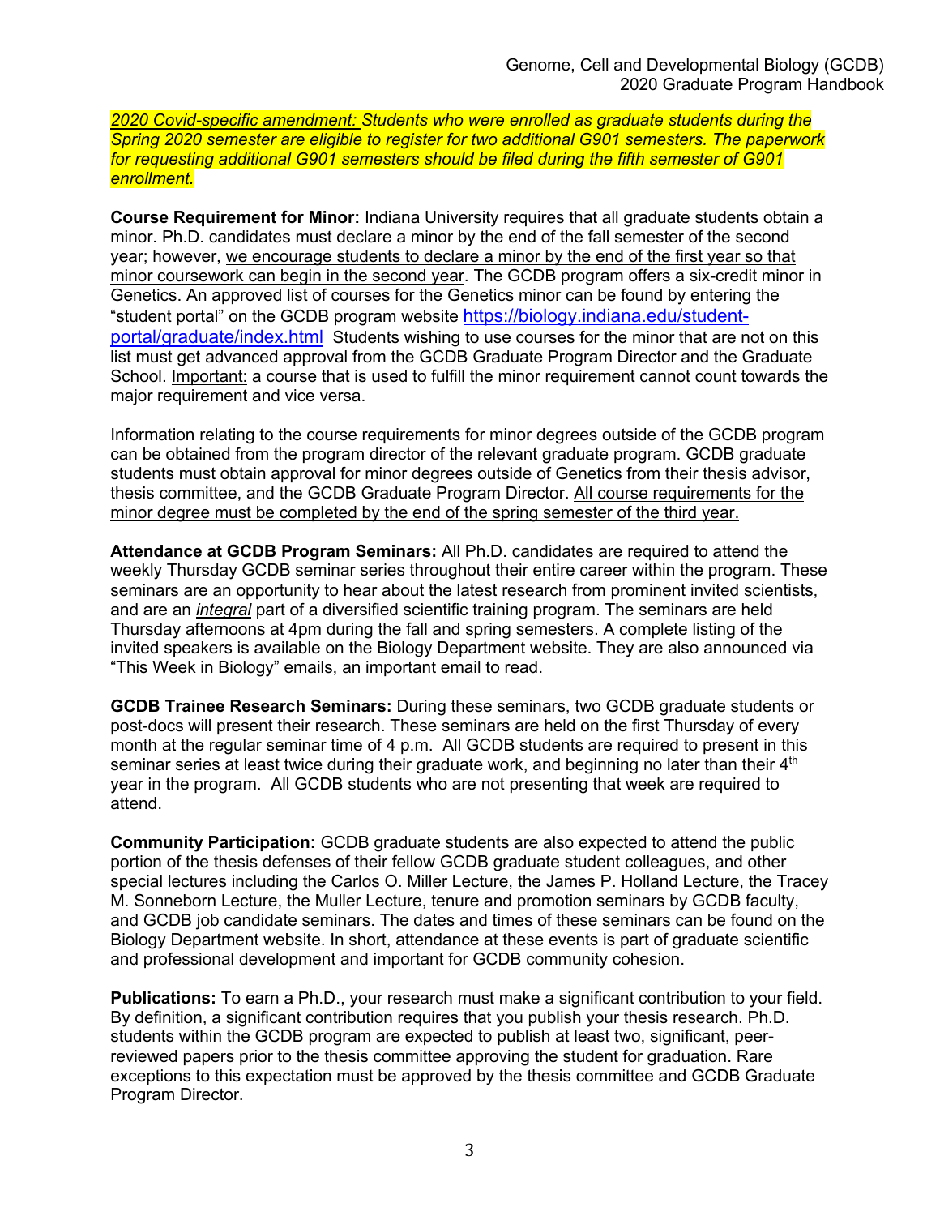*2020 Covid-specific amendment: Students who were enrolled as graduate students during the Spring 2020 semester are eligible to register for two additional G901 semesters. The paperwork for requesting additional G901 semesters should be filed during the fifth semester of G901 enrollment.*

**Course Requirement for Minor:** Indiana University requires that all graduate students obtain a minor. Ph.D. candidates must declare a minor by the end of the fall semester of the second year; however, we encourage students to declare a minor by the end of the first year so that minor coursework can begin in the second year. The GCDB program offers a six-credit minor in Genetics. An approved list of courses for the Genetics minor can be found by entering the "student portal" on the GCDB program website https://biology.indiana.edu/student-portal/graduate/index.html Students wishing to use courses for the minor that are not on this list must get advanced approval from the GCDB Graduate Program Director and the Graduate School. Important: a course that is used to fulfill the minor requirement cannot count towards the major requirement and vice versa.

Information relating to the course requirements for minor degrees outside of the GCDB program can be obtained from the program director of the relevant graduate program. GCDB graduate students must obtain approval for minor degrees outside of Genetics from their thesis advisor, thesis committee, and the GCDB Graduate Program Director. All course requirements for the minor degree must be completed by the end of the spring semester of the third year.

**Attendance at GCDB Program Seminars:** All Ph.D. candidates are required to attend the weekly Thursday GCDB seminar series throughout their entire career within the program. These seminars are an opportunity to hear about the latest research from prominent invited scientists, and are an *integral* part of a diversified scientific training program. The seminars are held Thursday afternoons at 4pm during the fall and spring semesters. A complete listing of the invited speakers is available on the Biology Department website. They are also announced via "This Week in Biology" emails, an important email to read.

**GCDB Trainee Research Seminars:** During these seminars, two GCDB graduate students or post-docs will present their research. These seminars are held on the first Thursday of every month at the regular seminar time of 4 p.m. All GCDB students are required to present in this seminar series at least twice during their graduate work, and beginning no later than their 4th year in the program. All GCDB students who are not presenting that week are required to attend.

**Community Participation:** GCDB graduate students are also expected to attend the public portion of the thesis defenses of their fellow GCDB graduate student colleagues, and other special lectures including the Carlos O. Miller Lecture, the James P. Holland Lecture, the Tracey M. Sonneborn Lecture, the Muller Lecture, tenure and promotion seminars by GCDB faculty, and GCDB job candidate seminars. The dates and times of these seminars can be found on the Biology Department website. In short, attendance at these events is part of graduate scientific and professional development and important for GCDB community cohesion.

**Publications:** To earn a Ph.D., your research must make a significant contribution to your field. By definition, a significant contribution requires that you publish your thesis research. Ph.D. students within the GCDB program are expected to publish at least two, significant, peer-reviewed papers prior to the thesis committee approving the student for graduation. Rare exceptions to this expectation must be approved by the thesis committee and GCDB Graduate Program Director.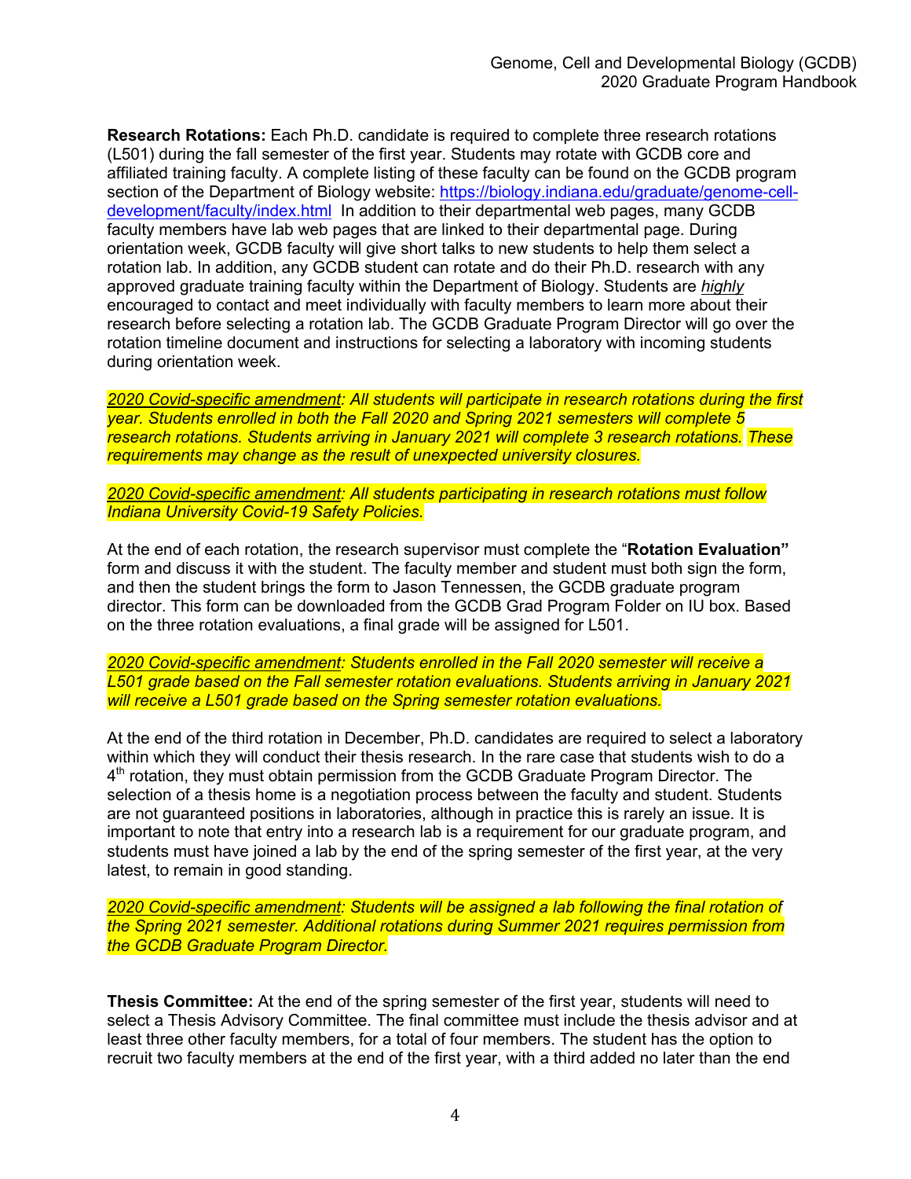**Research Rotations:** Each Ph.D. candidate is required to complete three research rotations (L501) during the fall semester of the first year. Students may rotate with GCDB core and affiliated training faculty. A complete listing of these faculty can be found on the GCDB program section of the Department of Biology website: [https://biology.indiana.edu/graduate/genome-cell-development/faculty/index.html](https://biology.indiana.edu/graduate/genome-cell-development/faculty/index.html) In addition to their departmental web pages, many GCDB faculty members have lab web pages that are linked to their departmental page. During orientation week, GCDB faculty will give short talks to new students to help them select a rotation lab. In addition, any GCDB student can rotate and do their Ph.D. research with any approved graduate training faculty within the Department of Biology. Students are ***highly*** encouraged to contact and meet individually with faculty members to learn more about their research before selecting a rotation lab. The GCDB Graduate Program Director will go over the rotation timeline document and instructions for selecting a laboratory with incoming students during orientation week.

*2020 Covid-specific amendment: All students will participate in research rotations during the first year. Students enrolled in both the Fall 2020 and Spring 2021 semesters will complete 5 research rotations. Students arriving in January 2021 will complete 3 research rotations. These requirements may change as the result of unexpected university closures.*

*2020 Covid-specific amendment: All students participating in research rotations must follow Indiana University Covid-19 Safety Policies.*

At the end of each rotation, the research supervisor must complete the "**Rotation Evaluation"** form and discuss it with the student. The faculty member and student must both sign the form, and then the student brings the form to Jason Tennessen, the GCDB graduate program director. This form can be downloaded from the GCDB Grad Program Folder on IU box. Based on the three rotation evaluations, a final grade will be assigned for L501.

*2020 Covid-specific amendment: Students enrolled in the Fall 2020 semester will receive a L501 grade based on the Fall semester rotation evaluations. Students arriving in January 2021 will receive a L501 grade based on the Spring semester rotation evaluations.*

At the end of the third rotation in December, Ph.D. candidates are required to select a laboratory within which they will conduct their thesis research. In the rare case that students wish to do a 4th rotation, they must obtain permission from the GCDB Graduate Program Director. The selection of a thesis home is a negotiation process between the faculty and student. Students are not guaranteed positions in laboratories, although in practice this is rarely an issue. It is important to note that entry into a research lab is a requirement for our graduate program, and students must have joined a lab by the end of the spring semester of the first year, at the very latest, to remain in good standing.

*2020 Covid-specific amendment: Students will be assigned a lab following the final rotation of the Spring 2021 semester. Additional rotations during Summer 2021 requires permission from the GCDB Graduate Program Director.*

**Thesis Committee:** At the end of the spring semester of the first year, students will need to select a Thesis Advisory Committee. The final committee must include the thesis advisor and at least three other faculty members, for a total of four members. The student has the option to recruit two faculty members at the end of the first year, with a third added no later than the end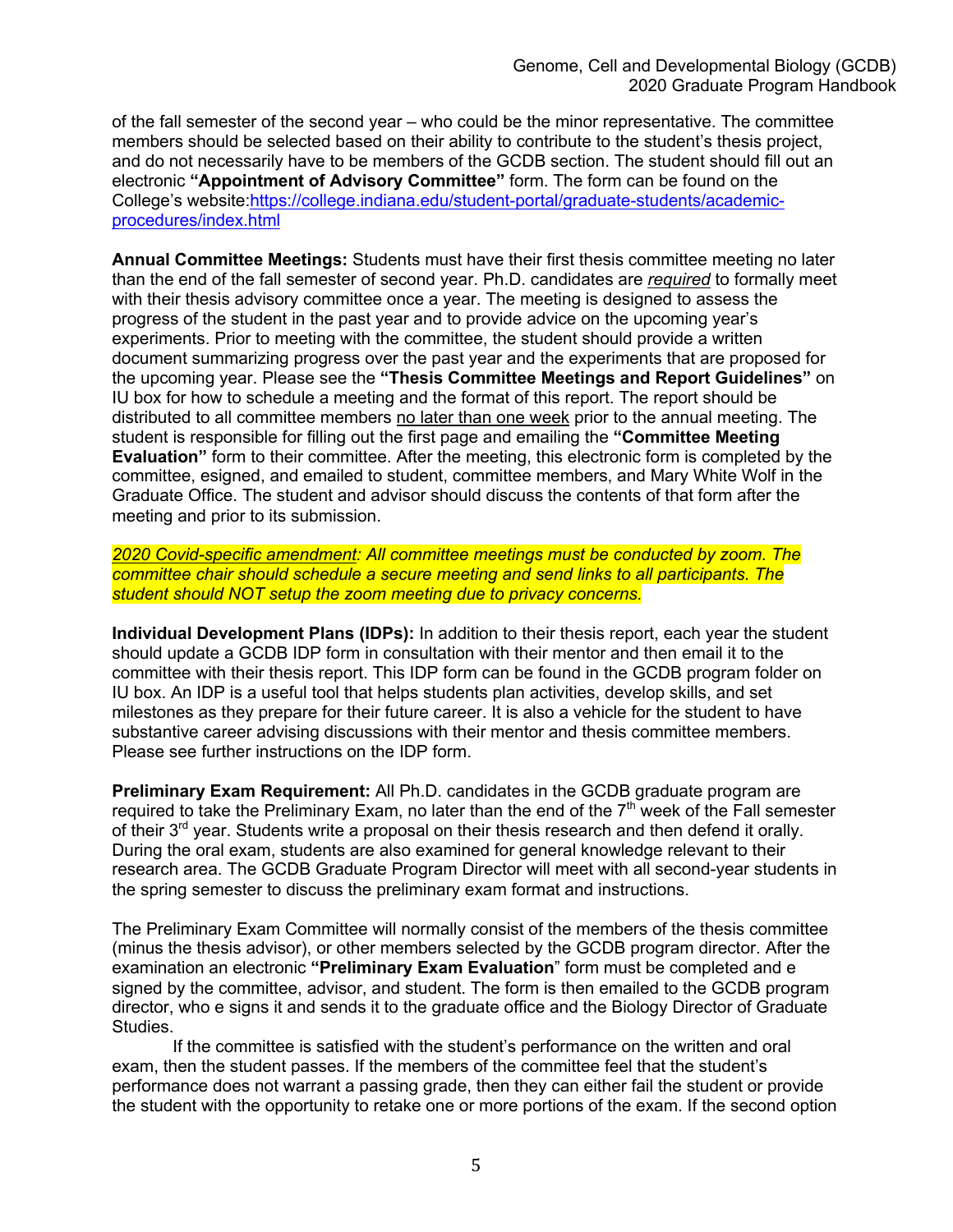of the fall semester of the second year – who could be the minor representative. The committee members should be selected based on their ability to contribute to the student's thesis project, and do not necessarily have to be members of the GCDB section. The student should fill out an electronic **"Appointment of Advisory Committee"** form. The form can be found on the College's website:[https://college.indiana.edu/student-portal/graduate-students/academic-procedures/index.html](https://college.indiana.edu/student-portal/graduate-students/academic-procedures/index.html)

**Annual Committee Meetings:** Students must have their first thesis committee meeting no later than the end of the fall semester of second year. Ph.D. candidates are *required* to formally meet with their thesis advisory committee once a year. The meeting is designed to assess the progress of the student in the past year and to provide advice on the upcoming year's experiments. Prior to meeting with the committee, the student should provide a written document summarizing progress over the past year and the experiments that are proposed for the upcoming year. Please see the **"Thesis Committee Meetings and Report Guidelines"** on IU box for how to schedule a meeting and the format of this report. The report should be distributed to all committee members no later than one week prior to the annual meeting. The student is responsible for filling out the first page and emailing the **"Committee Meeting Evaluation"** form to their committee. After the meeting, this electronic form is completed by the committee, esigned, and emailed to student, committee members, and Mary White Wolf in the Graduate Office. The student and advisor should discuss the contents of that form after the meeting and prior to its submission.

*2020 Covid-specific amendment: All committee meetings must be conducted by zoom. The committee chair should schedule a secure meeting and send links to all participants. The student should NOT setup the zoom meeting due to privacy concerns.*

**Individual Development Plans (IDPs):** In addition to their thesis report, each year the student should update a GCDB IDP form in consultation with their mentor and then email it to the committee with their thesis report. This IDP form can be found in the GCDB program folder on IU box. An IDP is a useful tool that helps students plan activities, develop skills, and set milestones as they prepare for their future career. It is also a vehicle for the student to have substantive career advising discussions with their mentor and thesis committee members. Please see further instructions on the IDP form.

**Preliminary Exam Requirement:** All Ph.D. candidates in the GCDB graduate program are required to take the Preliminary Exam, no later than the end of the 7th week of the Fall semester of their 3rd year. Students write a proposal on their thesis research and then defend it orally. During the oral exam, students are also examined for general knowledge relevant to their research area. The GCDB Graduate Program Director will meet with all second-year students in the spring semester to discuss the preliminary exam format and instructions.

The Preliminary Exam Committee will normally consist of the members of the thesis committee (minus the thesis advisor), or other members selected by the GCDB program director. After the examination an electronic **"Preliminary Exam Evaluation"** form must be completed and e signed by the committee, advisor, and student. The form is then emailed to the GCDB program director, who e signs it and sends it to the graduate office and the Biology Director of Graduate Studies.

If the committee is satisfied with the student's performance on the written and oral exam, then the student passes. If the members of the committee feel that the student's performance does not warrant a passing grade, then they can either fail the student or provide the student with the opportunity to retake one or more portions of the exam. If the second option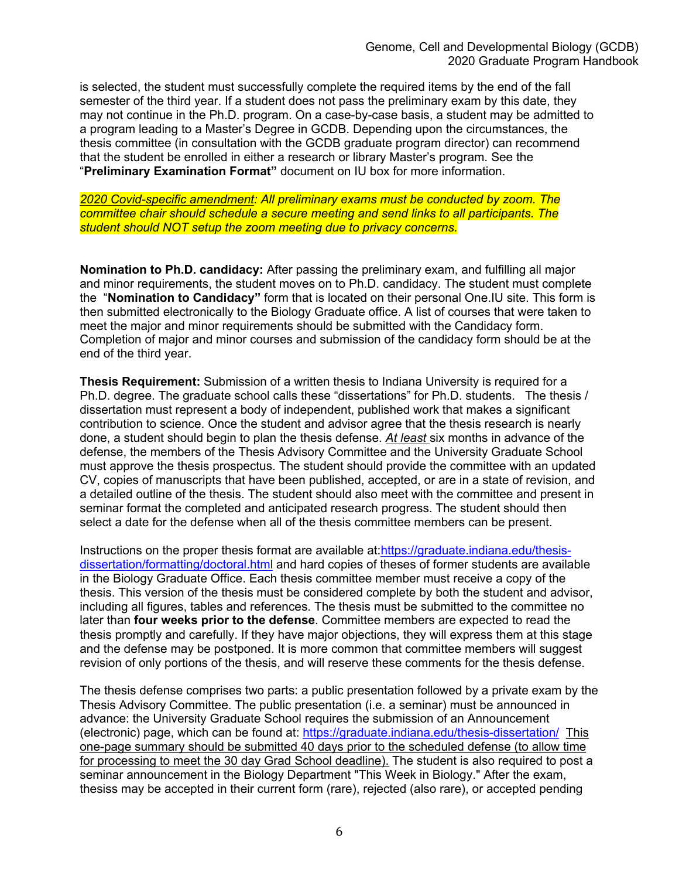is selected, the student must successfully complete the required items by the end of the fall semester of the third year. If a student does not pass the preliminary exam by this date, they may not continue in the Ph.D. program. On a case-by-case basis, a student may be admitted to a program leading to a Master's Degree in GCDB. Depending upon the circumstances, the thesis committee (in consultation with the GCDB graduate program director) can recommend that the student be enrolled in either a research or library Master's program. See the "**Preliminary Examination Format"** document on IU box for more information.

*2020 Covid-specific amendment: All preliminary exams must be conducted by zoom. The committee chair should schedule a secure meeting and send links to all participants. The student should NOT setup the zoom meeting due to privacy concerns.*

**Nomination to Ph.D. candidacy:** After passing the preliminary exam, and fulfilling all major and minor requirements, the student moves on to Ph.D. candidacy. The student must complete the "**Nomination to Candidacy"** form that is located on their personal One.IU site. This form is then submitted electronically to the Biology Graduate office. A list of courses that were taken to meet the major and minor requirements should be submitted with the Candidacy form. Completion of major and minor courses and submission of the candidacy form should be at the end of the third year.

**Thesis Requirement:** Submission of a written thesis to Indiana University is required for a Ph.D. degree. The graduate school calls these "dissertations" for Ph.D. students. The thesis / dissertation must represent a body of independent, published work that makes a significant contribution to science. Once the student and advisor agree that the thesis research is nearly done, a student should begin to plan the thesis defense. *At least* six months in advance of the defense, the members of the Thesis Advisory Committee and the University Graduate School must approve the thesis prospectus. The student should provide the committee with an updated CV, copies of manuscripts that have been published, accepted, or are in a state of revision, and a detailed outline of the thesis. The student should also meet with the committee and present in seminar format the completed and anticipated research progress. The student should then select a date for the defense when all of the thesis committee members can be present.

Instructions on the proper thesis format are available at:https://graduate.indiana.edu/thesis-dissertation/formatting/doctoral.html and hard copies of theses of former students are available in the Biology Graduate Office. Each thesis committee member must receive a copy of the thesis. This version of the thesis must be considered complete by both the student and advisor, including all figures, tables and references. The thesis must be submitted to the committee no later than **four weeks prior to the defense**. Committee members are expected to read the thesis promptly and carefully. If they have major objections, they will express them at this stage and the defense may be postponed. It is more common that committee members will suggest revision of only portions of the thesis, and will reserve these comments for the thesis defense.

The thesis defense comprises two parts: a public presentation followed by a private exam by the Thesis Advisory Committee. The public presentation (i.e. a seminar) must be announced in advance: the University Graduate School requires the submission of an Announcement (electronic) page, which can be found at: https://graduate.indiana.edu/thesis-dissertation/ This one-page summary should be submitted 40 days prior to the scheduled defense (to allow time for processing to meet the 30 day Grad School deadline). The student is also required to post a seminar announcement in the Biology Department "This Week in Biology." After the exam, thesiss may be accepted in their current form (rare), rejected (also rare), or accepted pending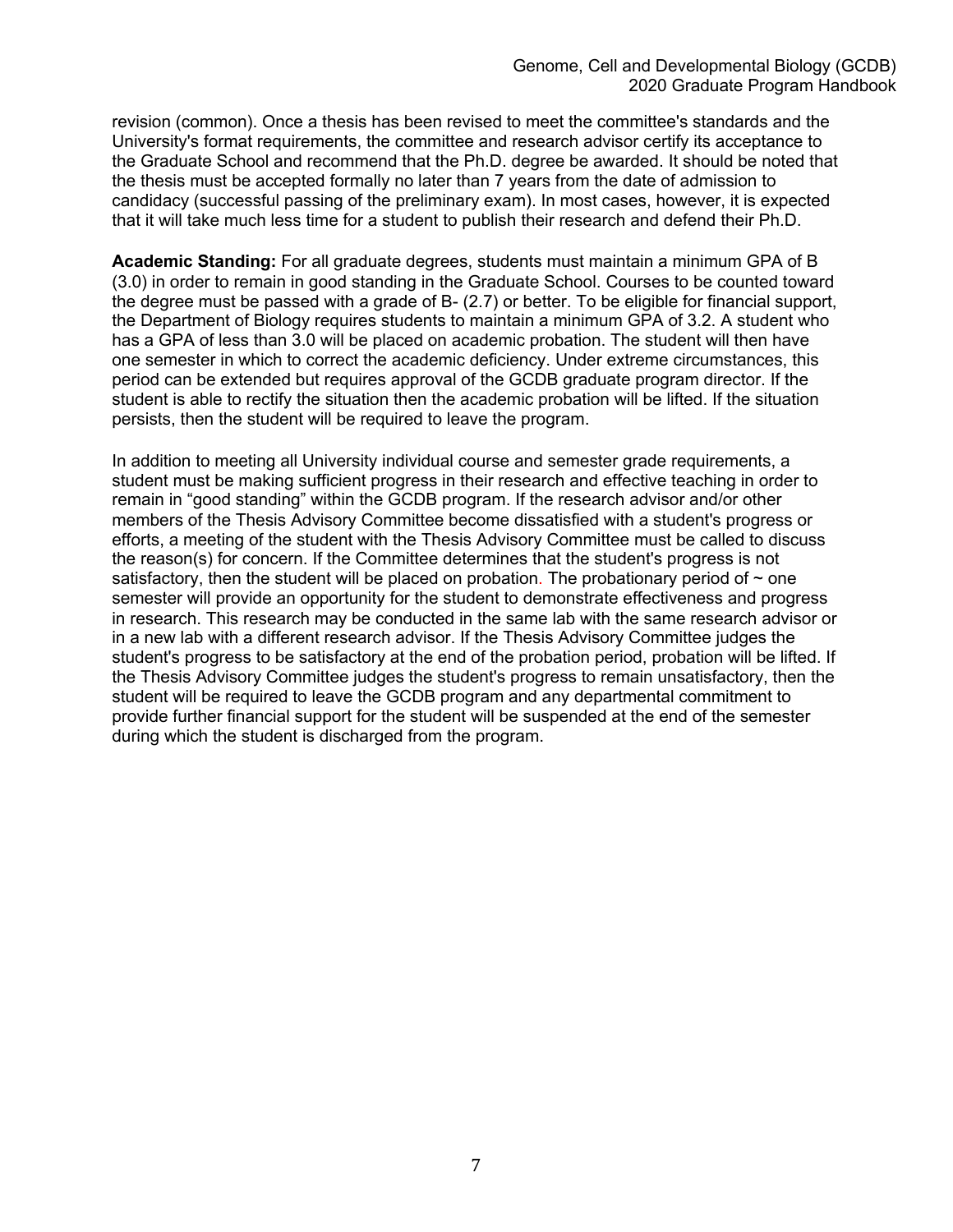revision (common). Once a thesis has been revised to meet the committee's standards and the University's format requirements, the committee and research advisor certify its acceptance to the Graduate School and recommend that the Ph.D. degree be awarded. It should be noted that the thesis must be accepted formally no later than 7 years from the date of admission to candidacy (successful passing of the preliminary exam). In most cases, however, it is expected that it will take much less time for a student to publish their research and defend their Ph.D.

**Academic Standing:** For all graduate degrees, students must maintain a minimum GPA of B (3.0) in order to remain in good standing in the Graduate School. Courses to be counted toward the degree must be passed with a grade of B- (2.7) or better. To be eligible for financial support, the Department of Biology requires students to maintain a minimum GPA of 3.2. A student who has a GPA of less than 3.0 will be placed on academic probation. The student will then have one semester in which to correct the academic deficiency. Under extreme circumstances, this period can be extended but requires approval of the GCDB graduate program director. If the student is able to rectify the situation then the academic probation will be lifted. If the situation persists, then the student will be required to leave the program.

In addition to meeting all University individual course and semester grade requirements, a student must be making sufficient progress in their research and effective teaching in order to remain in "good standing" within the GCDB program. If the research advisor and/or other members of the Thesis Advisory Committee become dissatisfied with a student's progress or efforts, a meeting of the student with the Thesis Advisory Committee must be called to discuss the reason(s) for concern. If the Committee determines that the student's progress is not satisfactory, then the student will be placed on probation. The probationary period of ~ one semester will provide an opportunity for the student to demonstrate effectiveness and progress in research. This research may be conducted in the same lab with the same research advisor or in a new lab with a different research advisor. If the Thesis Advisory Committee judges the student's progress to be satisfactory at the end of the probation period, probation will be lifted. If the Thesis Advisory Committee judges the student's progress to remain unsatisfactory, then the student will be required to leave the GCDB program and any departmental commitment to provide further financial support for the student will be suspended at the end of the semester during which the student is discharged from the program.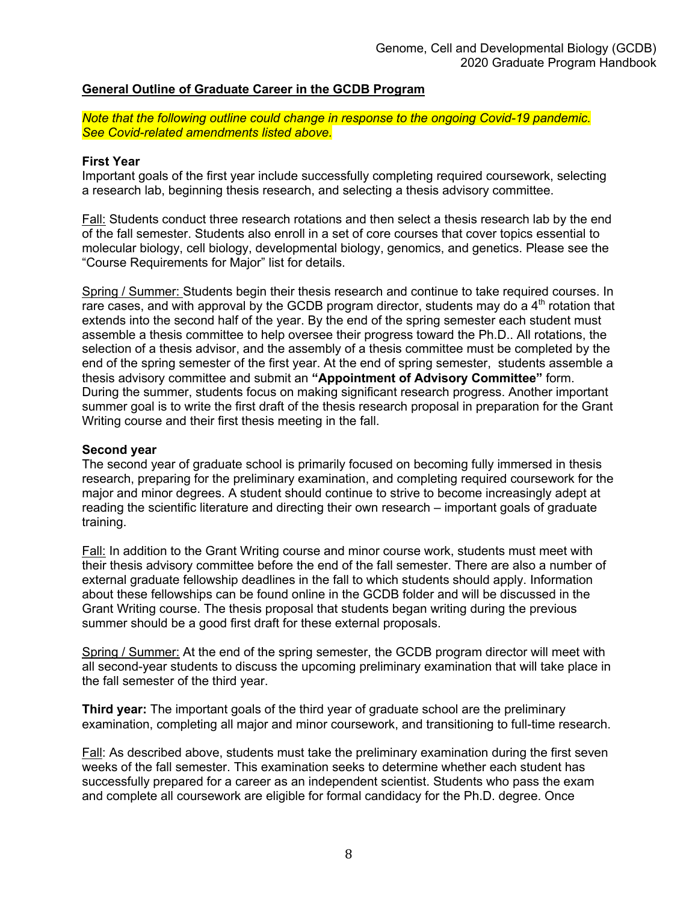## General Outline of Graduate Career in the GCDB Program

*Note that the following outline could change in response to the ongoing Covid-19 pandemic. See Covid-related amendments listed above.*

**First Year**
Important goals of the first year include successfully completing required coursework, selecting a research lab, beginning thesis research, and selecting a thesis advisory committee.

Fall: Students conduct three research rotations and then select a thesis research lab by the end of the fall semester. Students also enroll in a set of core courses that cover topics essential to molecular biology, cell biology, developmental biology, genomics, and genetics. Please see the "Course Requirements for Major" list for details.

Spring / Summer: Students begin their thesis research and continue to take required courses. In rare cases, and with approval by the GCDB program director, students may do a 4th rotation that extends into the second half of the year. By the end of the spring semester each student must assemble a thesis committee to help oversee their progress toward the Ph.D.. All rotations, the selection of a thesis advisor, and the assembly of a thesis committee must be completed by the end of the spring semester of the first year. At the end of spring semester, students assemble a thesis advisory committee and submit an **"Appointment of Advisory Committee"** form. During the summer, students focus on making significant research progress. Another important summer goal is to write the first draft of the thesis research proposal in preparation for the Grant Writing course and their first thesis meeting in the fall.

**Second year**
The second year of graduate school is primarily focused on becoming fully immersed in thesis research, preparing for the preliminary examination, and completing required coursework for the major and minor degrees. A student should continue to strive to become increasingly adept at reading the scientific literature and directing their own research – important goals of graduate training.

Fall: In addition to the Grant Writing course and minor course work, students must meet with their thesis advisory committee before the end of the fall semester. There are also a number of external graduate fellowship deadlines in the fall to which students should apply. Information about these fellowships can be found online in the GCDB folder and will be discussed in the Grant Writing course. The thesis proposal that students began writing during the previous summer should be a good first draft for these external proposals.

Spring / Summer: At the end of the spring semester, the GCDB program director will meet with all second-year students to discuss the upcoming preliminary examination that will take place in the fall semester of the third year.

**Third year:** The important goals of the third year of graduate school are the preliminary examination, completing all major and minor coursework, and transitioning to full-time research.

Fall: As described above, students must take the preliminary examination during the first seven weeks of the fall semester. This examination seeks to determine whether each student has successfully prepared for a career as an independent scientist. Students who pass the exam and complete all coursework are eligible for formal candidacy for the Ph.D. degree. Once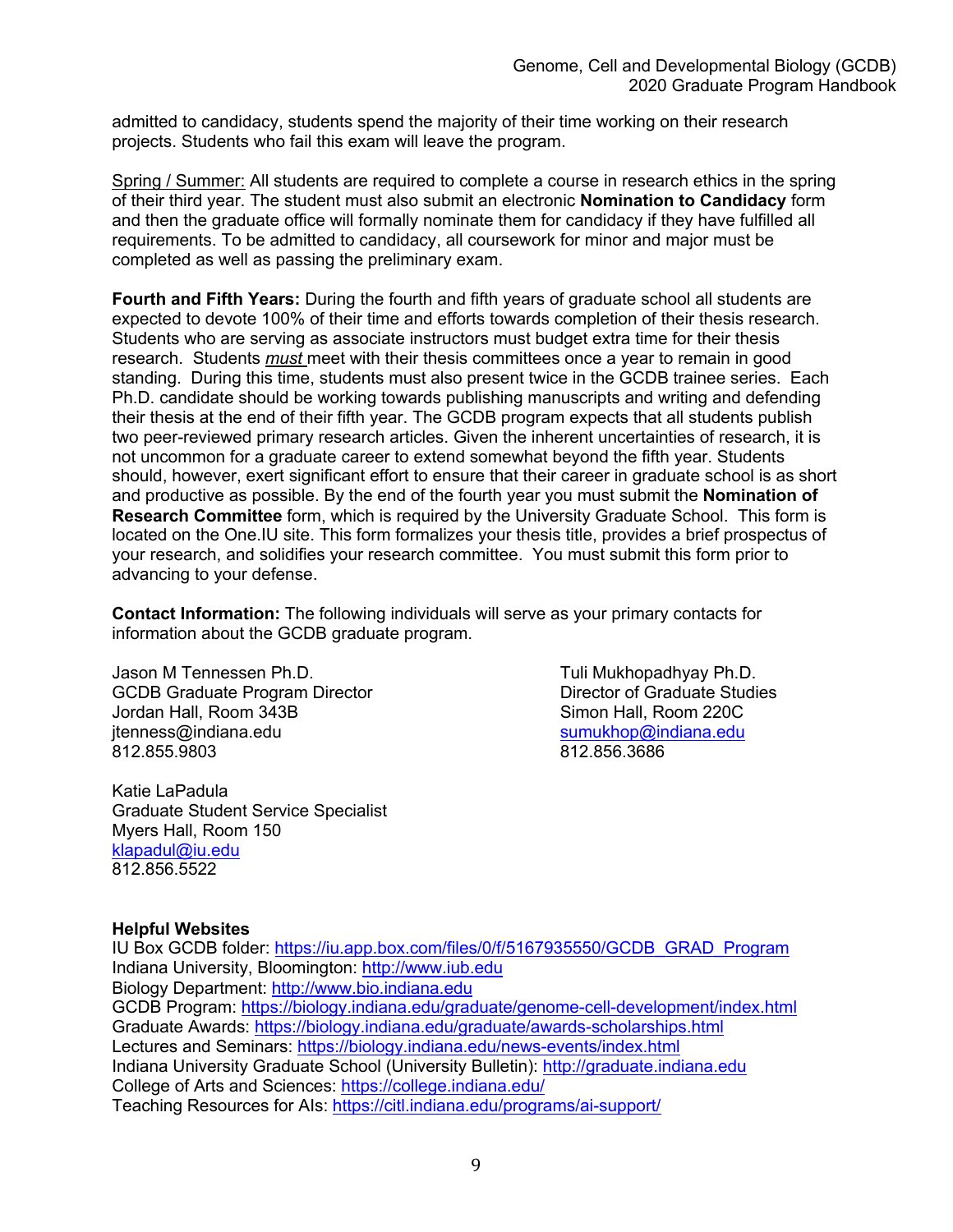admitted to candidacy, students spend the majority of their time working on their research projects. Students who fail this exam will leave the program.

Spring / Summer: All students are required to complete a course in research ethics in the spring of their third year. The student must also submit an electronic **Nomination to Candidacy** form and then the graduate office will formally nominate them for candidacy if they have fulfilled all requirements. To be admitted to candidacy, all coursework for minor and major must be completed as well as passing the preliminary exam.

**Fourth and Fifth Years:** During the fourth and fifth years of graduate school all students are expected to devote 100% of their time and efforts towards completion of their thesis research. Students who are serving as associate instructors must budget extra time for their thesis research. Students *must* meet with their thesis committees once a year to remain in good standing. During this time, students must also present twice in the GCDB trainee series. Each Ph.D. candidate should be working towards publishing manuscripts and writing and defending their thesis at the end of their fifth year. The GCDB program expects that all students publish two peer-reviewed primary research articles. Given the inherent uncertainties of research, it is not uncommon for a graduate career to extend somewhat beyond the fifth year. Students should, however, exert significant effort to ensure that their career in graduate school is as short and productive as possible. By the end of the fourth year you must submit the **Nomination of Research Committee** form, which is required by the University Graduate School. This form is located on the One.IU site. This form formalizes your thesis title, provides a brief prospectus of your research, and solidifies your research committee. You must submit this form prior to advancing to your defense.

**Contact Information:** The following individuals will serve as your primary contacts for information about the GCDB graduate program.

Jason M Tennessen Ph.D.
GCDB Graduate Program Director
Jordan Hall, Room 343B
jtenness@indiana.edu
812.855.9803

Tuli Mukhopadhyay Ph.D.
Director of Graduate Studies
Simon Hall, Room 220C
sumukhop@indiana.edu
812.856.3686

Katie LaPadula
Graduate Student Service Specialist
Myers Hall, Room 150
klapadul@iu.edu
812.856.5522

**Helpful Websites**

IU Box GCDB folder: https://iu.app.box.com/files/0/f/5167935550/GCDB_GRAD_Program
Indiana University, Bloomington: http://www.iub.edu
Biology Department: http://www.bio.indiana.edu
GCDB Program: https://biology.indiana.edu/graduate/genome-cell-development/index.html
Graduate Awards: https://biology.indiana.edu/graduate/awards-scholarships.html
Lectures and Seminars: https://biology.indiana.edu/news-events/index.html
Indiana University Graduate School (University Bulletin): http://graduate.indiana.edu
College of Arts and Sciences: https://college.indiana.edu/
Teaching Resources for AIs: https://citl.indiana.edu/programs/ai-support/